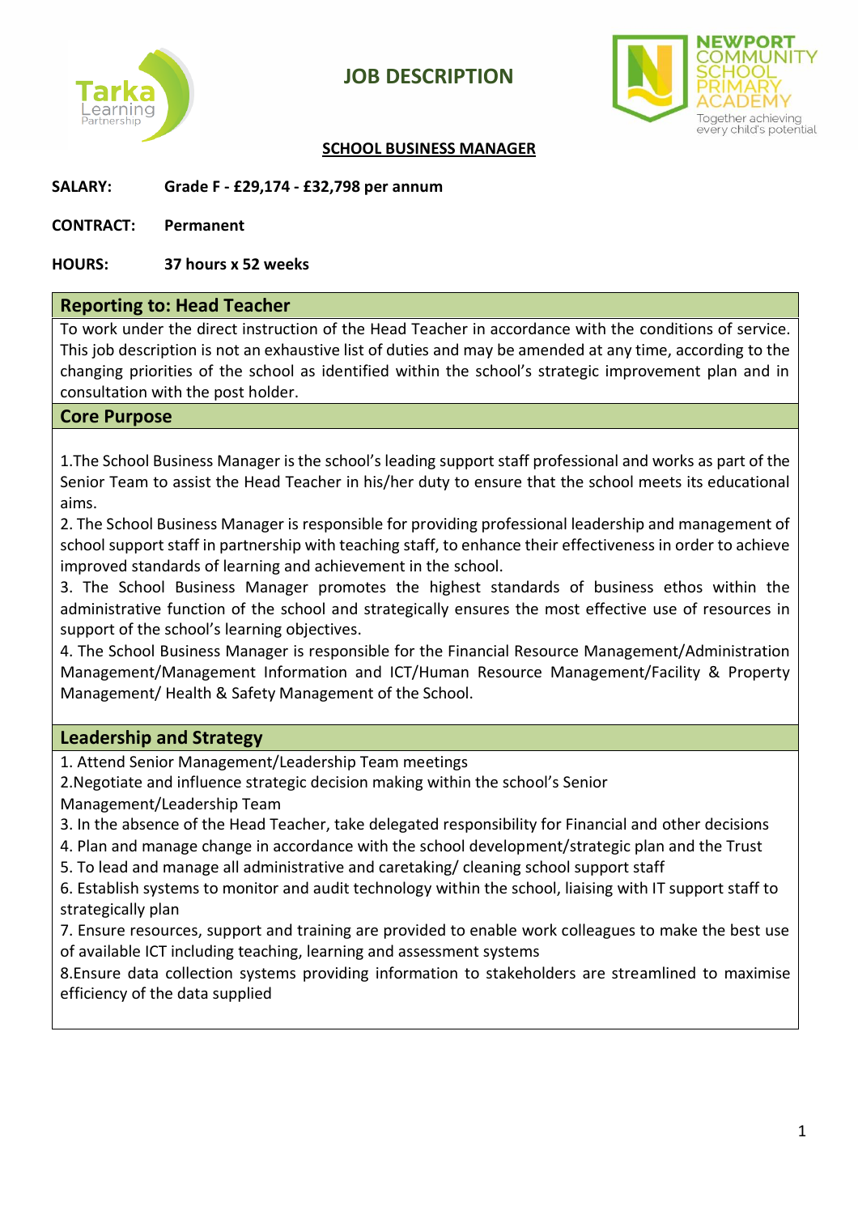# JOB DESCRIPTION

## SCHOOL BUSINESS MANAGER

**SALARY:** **Grade F - £29,174 - £32,798 per annum**

**CONTRACT:** **Permanent**

**HOURS:** **37 hours x 52 weeks**

### Reporting to: Head Teacher

To work under the direct instruction of the Head Teacher in accordance with the conditions of service. This job description is not an exhaustive list of duties and may be amended at any time, according to the changing priorities of the school as identified within the school's strategic improvement plan and in consultation with the post holder.

### Core Purpose

1.The School Business Manager is the school's leading support staff professional and works as part of the Senior Team to assist the Head Teacher in his/her duty to ensure that the school meets its educational aims.

2. The School Business Manager is responsible for providing professional leadership and management of school support staff in partnership with teaching staff, to enhance their effectiveness in order to achieve improved standards of learning and achievement in the school.

3. The School Business Manager promotes the highest standards of business ethos within the administrative function of the school and strategically ensures the most effective use of resources in support of the school's learning objectives.

4. The School Business Manager is responsible for the Financial Resource Management/Administration Management/Management Information and ICT/Human Resource Management/Facility & Property Management/ Health & Safety Management of the School.

### Leadership and Strategy

1. Attend Senior Management/Leadership Team meetings
2. Negotiate and influence strategic decision making within the school's Senior Management/Leadership Team
3. In the absence of the Head Teacher, take delegated responsibility for Financial and other decisions
4. Plan and manage change in accordance with the school development/strategic plan and the Trust
5. To lead and manage all administrative and caretaking/ cleaning school support staff
6. Establish systems to monitor and audit technology within the school, liaising with IT support staff to strategically plan
7. Ensure resources, support and training are provided to enable work colleagues to make the best use of available ICT including teaching, learning and assessment systems
8. Ensure data collection systems providing information to stakeholders are streamlined to maximise efficiency of the data supplied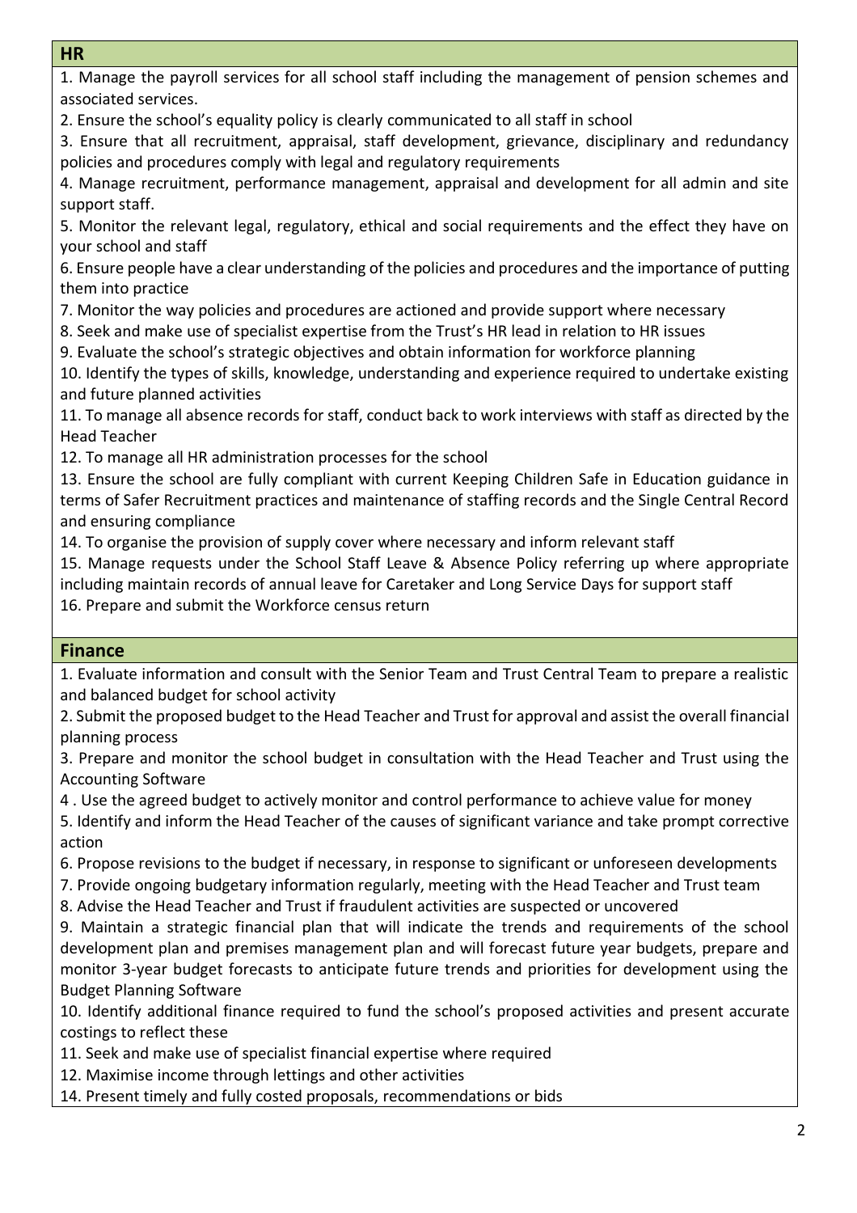## HR

1. Manage the payroll services for all school staff including the management of pension schemes and associated services.
2. Ensure the school's equality policy is clearly communicated to all staff in school
3. Ensure that all recruitment, appraisal, staff development, grievance, disciplinary and redundancy policies and procedures comply with legal and regulatory requirements
4. Manage recruitment, performance management, appraisal and development for all admin and site support staff.
5. Monitor the relevant legal, regulatory, ethical and social requirements and the effect they have on your school and staff
6. Ensure people have a clear understanding of the policies and procedures and the importance of putting them into practice
7. Monitor the way policies and procedures are actioned and provide support where necessary
8. Seek and make use of specialist expertise from the Trust's HR lead in relation to HR issues
9. Evaluate the school's strategic objectives and obtain information for workforce planning
10. Identify the types of skills, knowledge, understanding and experience required to undertake existing and future planned activities
11. To manage all absence records for staff, conduct back to work interviews with staff as directed by the Head Teacher
12. To manage all HR administration processes for the school
13. Ensure the school are fully compliant with current Keeping Children Safe in Education guidance in terms of Safer Recruitment practices and maintenance of staffing records and the Single Central Record and ensuring compliance
14. To organise the provision of supply cover where necessary and inform relevant staff
15. Manage requests under the School Staff Leave & Absence Policy referring up where appropriate including maintain records of annual leave for Caretaker and Long Service Days for support staff
16. Prepare and submit the Workforce census return

## Finance

1. Evaluate information and consult with the Senior Team and Trust Central Team to prepare a realistic and balanced budget for school activity
2. Submit the proposed budget to the Head Teacher and Trust for approval and assist the overall financial planning process
3. Prepare and monitor the school budget in consultation with the Head Teacher and Trust using the Accounting Software
4 . Use the agreed budget to actively monitor and control performance to achieve value for money
5. Identify and inform the Head Teacher of the causes of significant variance and take prompt corrective action
6. Propose revisions to the budget if necessary, in response to significant or unforeseen developments
7. Provide ongoing budgetary information regularly, meeting with the Head Teacher and Trust team
8. Advise the Head Teacher and Trust if fraudulent activities are suspected or uncovered
9. Maintain a strategic financial plan that will indicate the trends and requirements of the school development plan and premises management plan and will forecast future year budgets, prepare and monitor 3-year budget forecasts to anticipate future trends and priorities for development using the Budget Planning Software
10. Identify additional finance required to fund the school's proposed activities and present accurate costings to reflect these
11. Seek and make use of specialist financial expertise where required
12. Maximise income through lettings and other activities
14. Present timely and fully costed proposals, recommendations or bids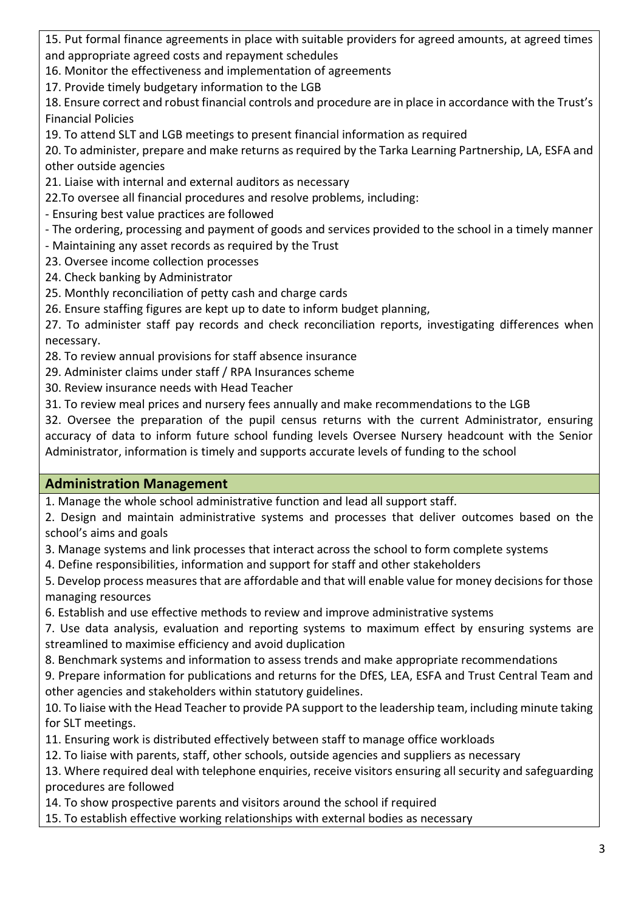15. Put formal finance agreements in place with suitable providers for agreed amounts, at agreed times and appropriate agreed costs and repayment schedules
16. Monitor the effectiveness and implementation of agreements
17. Provide timely budgetary information to the LGB
18. Ensure correct and robust financial controls and procedure are in place in accordance with the Trust's Financial Policies
19. To attend SLT and LGB meetings to present financial information as required
20. To administer, prepare and make returns as required by the Tarka Learning Partnership, LA, ESFA and other outside agencies
21. Liaise with internal and external auditors as necessary
22.To oversee all financial procedures and resolve problems, including:
- Ensuring best value practices are followed
- The ordering, processing and payment of goods and services provided to the school in a timely manner
- Maintaining any asset records as required by the Trust

23. Oversee income collection processes
24. Check banking by Administrator
25. Monthly reconciliation of petty cash and charge cards
26. Ensure staffing figures are kept up to date to inform budget planning,
27. To administer staff pay records and check reconciliation reports, investigating differences when necessary.
28. To review annual provisions for staff absence insurance
29. Administer claims under staff / RPA Insurances scheme
30. Review insurance needs with Head Teacher
31. To review meal prices and nursery fees annually and make recommendations to the LGB
32. Oversee the preparation of the pupil census returns with the current Administrator, ensuring accuracy of data to inform future school funding levels Oversee Nursery headcount with the Senior Administrator, information is timely and supports accurate levels of funding to the school

## Administration Management

1. Manage the whole school administrative function and lead all support staff.
2. Design and maintain administrative systems and processes that deliver outcomes based on the school's aims and goals
3. Manage systems and link processes that interact across the school to form complete systems
4. Define responsibilities, information and support for staff and other stakeholders
5. Develop process measures that are affordable and that will enable value for money decisions for those managing resources
6. Establish and use effective methods to review and improve administrative systems
7. Use data analysis, evaluation and reporting systems to maximum effect by ensuring systems are streamlined to maximise efficiency and avoid duplication
8. Benchmark systems and information to assess trends and make appropriate recommendations
9. Prepare information for publications and returns for the DfES, LEA, ESFA and Trust Central Team and other agencies and stakeholders within statutory guidelines.
10. To liaise with the Head Teacher to provide PA support to the leadership team, including minute taking for SLT meetings.
11. Ensuring work is distributed effectively between staff to manage office workloads
12. To liaise with parents, staff, other schools, outside agencies and suppliers as necessary
13. Where required deal with telephone enquiries, receive visitors ensuring all security and safeguarding procedures are followed
14. To show prospective parents and visitors around the school if required
15. To establish effective working relationships with external bodies as necessary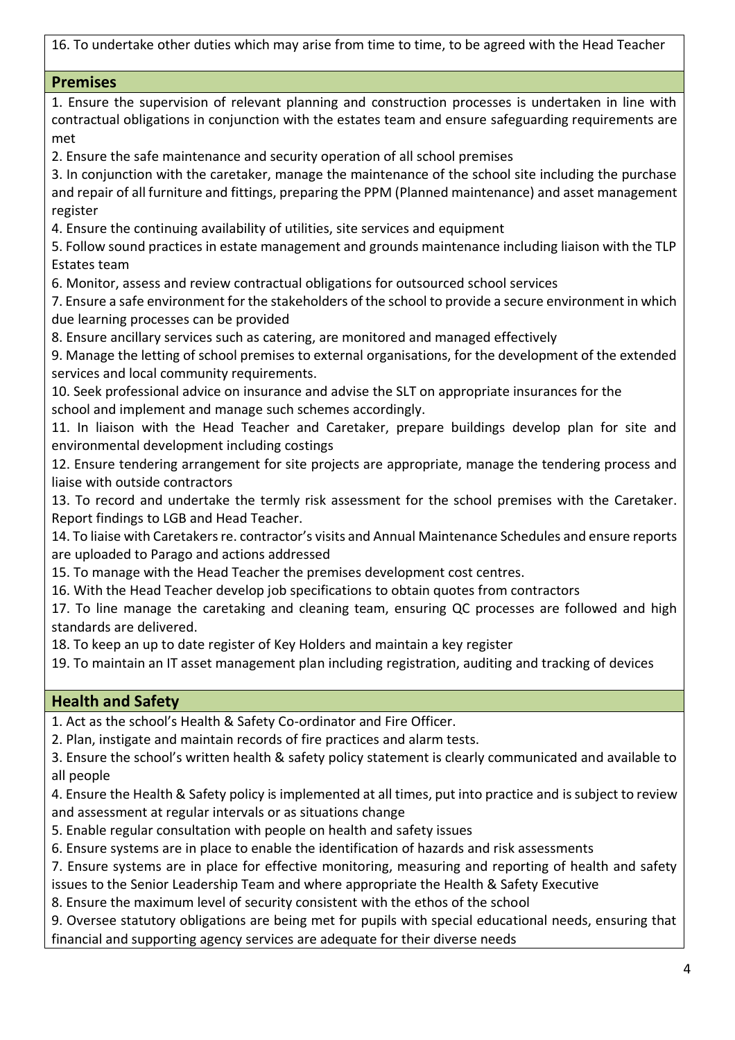16. To undertake other duties which may arise from time to time, to be agreed with the Head Teacher

## Premises

1. Ensure the supervision of relevant planning and construction processes is undertaken in line with contractual obligations in conjunction with the estates team and ensure safeguarding requirements are met
2. Ensure the safe maintenance and security operation of all school premises
3. In conjunction with the caretaker, manage the maintenance of the school site including the purchase and repair of all furniture and fittings, preparing the PPM (Planned maintenance) and asset management register
4. Ensure the continuing availability of utilities, site services and equipment
5. Follow sound practices in estate management and grounds maintenance including liaison with the TLP Estates team
6. Monitor, assess and review contractual obligations for outsourced school services
7. Ensure a safe environment for the stakeholders of the school to provide a secure environment in which due learning processes can be provided
8. Ensure ancillary services such as catering, are monitored and managed effectively
9. Manage the letting of school premises to external organisations, for the development of the extended services and local community requirements.
10. Seek professional advice on insurance and advise the SLT on appropriate insurances for the school and implement and manage such schemes accordingly.
11. In liaison with the Head Teacher and Caretaker, prepare buildings develop plan for site and environmental development including costings
12. Ensure tendering arrangement for site projects are appropriate, manage the tendering process and liaise with outside contractors
13. To record and undertake the termly risk assessment for the school premises with the Caretaker. Report findings to LGB and Head Teacher.
14. To liaise with Caretakers re. contractor's visits and Annual Maintenance Schedules and ensure reports are uploaded to Parago and actions addressed
15. To manage with the Head Teacher the premises development cost centres.
16. With the Head Teacher develop job specifications to obtain quotes from contractors
17. To line manage the caretaking and cleaning team, ensuring QC processes are followed and high standards are delivered.
18. To keep an up to date register of Key Holders and maintain a key register
19. To maintain an IT asset management plan including registration, auditing and tracking of devices

## Health and Safety

1. Act as the school's Health & Safety Co-ordinator and Fire Officer.
2. Plan, instigate and maintain records of fire practices and alarm tests.
3. Ensure the school's written health & safety policy statement is clearly communicated and available to all people
4. Ensure the Health & Safety policy is implemented at all times, put into practice and is subject to review and assessment at regular intervals or as situations change
5. Enable regular consultation with people on health and safety issues
6. Ensure systems are in place to enable the identification of hazards and risk assessments
7. Ensure systems are in place for effective monitoring, measuring and reporting of health and safety issues to the Senior Leadership Team and where appropriate the Health & Safety Executive
8. Ensure the maximum level of security consistent with the ethos of the school
9. Oversee statutory obligations are being met for pupils with special educational needs, ensuring that financial and supporting agency services are adequate for their diverse needs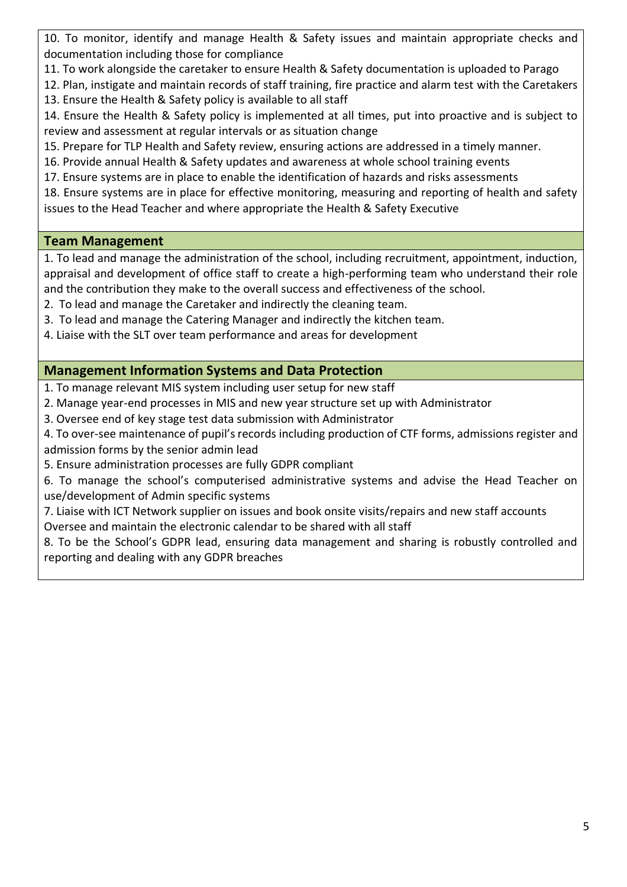10. To monitor, identify and manage Health & Safety issues and maintain appropriate checks and documentation including those for compliance
11. To work alongside the caretaker to ensure Health & Safety documentation is uploaded to Parago
12. Plan, instigate and maintain records of staff training, fire practice and alarm test with the Caretakers
13. Ensure the Health & Safety policy is available to all staff
14. Ensure the Health & Safety policy is implemented at all times, put into proactive and is subject to review and assessment at regular intervals or as situation change
15. Prepare for TLP Health and Safety review, ensuring actions are addressed in a timely manner.
16. Provide annual Health & Safety updates and awareness at whole school training events
17. Ensure systems are in place to enable the identification of hazards and risks assessments
18. Ensure systems are in place for effective monitoring, measuring and reporting of health and safety issues to the Head Teacher and where appropriate the Health & Safety Executive

## Team Management

1. To lead and manage the administration of the school, including recruitment, appointment, induction, appraisal and development of office staff to create a high-performing team who understand their role and the contribution they make to the overall success and effectiveness of the school.
2. To lead and manage the Caretaker and indirectly the cleaning team.
3. To lead and manage the Catering Manager and indirectly the kitchen team.
4. Liaise with the SLT over team performance and areas for development

## Management Information Systems and Data Protection

1. To manage relevant MIS system including user setup for new staff
2. Manage year-end processes in MIS and new year structure set up with Administrator
3. Oversee end of key stage test data submission with Administrator
4. To over-see maintenance of pupil's records including production of CTF forms, admissions register and admission forms by the senior admin lead
5. Ensure administration processes are fully GDPR compliant
6. To manage the school's computerised administrative systems and advise the Head Teacher on use/development of Admin specific systems
7. Liaise with ICT Network supplier on issues and book onsite visits/repairs and new staff accounts
Oversee and maintain the electronic calendar to be shared with all staff
8. To be the School's GDPR lead, ensuring data management and sharing is robustly controlled and reporting and dealing with any GDPR breaches